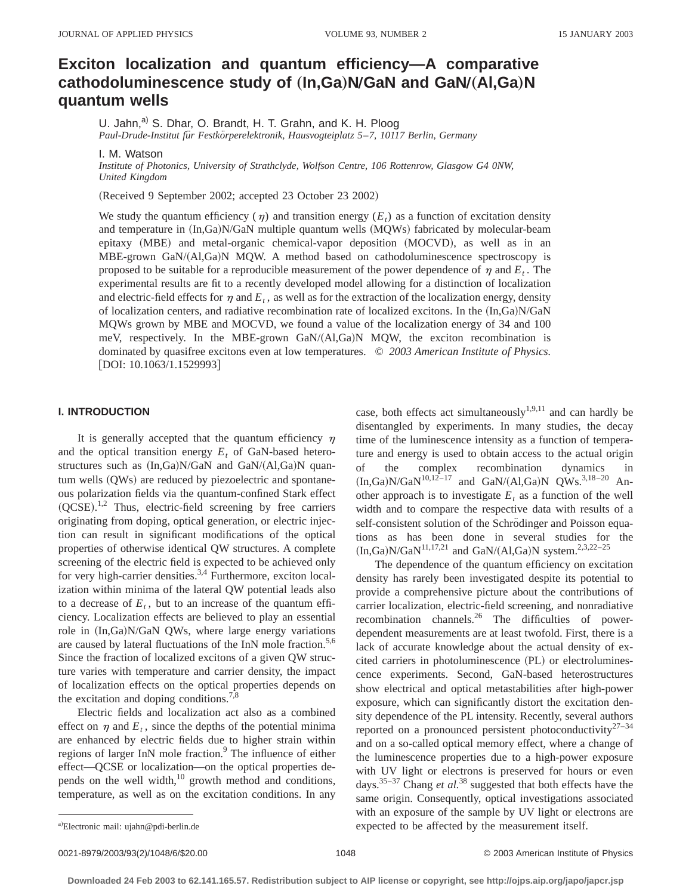# Exciton localization and quantum efficiency—A comparative cathodoluminescence study of (In,Ga)N/GaN and GaN/(Al,Ga)N quantum wells

U. Jahn,[a] S. Dhar, O. Brandt, H. T. Grahn, and K. H. Ploog
*Paul-Drude-Institut für Festkörperelektronik, Hausvogteiplatz 5–7, 10117 Berlin, Germany*

I. M. Watson
*Institute of Photonics, University of Strathclyde, Wolfson Centre, 106 Rottenrow, Glasgow G4 0NW, United Kingdom*

(Received 9 September 2002; accepted 23 October 23 2002)

We study the quantum efficiency ($\eta$) and transition energy ($E_t$) as a function of excitation density and temperature in (In,Ga)N/GaN multiple quantum wells (MQWs) fabricated by molecular-beam epitaxy (MBE) and metal-organic chemical-vapor deposition (MOCVD), as well as in an MBE-grown GaN/(Al,Ga)N MQW. A method based on cathodoluminescence spectroscopy is proposed to be suitable for a reproducible measurement of the power dependence of $\eta$ and $E_t$. The experimental results are fit to a recently developed model allowing for a distinction of localization and electric-field effects for $\eta$ and $E_t$, as well as for the extraction of the localization energy, density of localization centers, and radiative recombination rate of localized excitons. In the (In,Ga)N/GaN MQWs grown by MBE and MOCVD, we found a value of the localization energy of 34 and 100 meV, respectively. In the MBE-grown GaN/(Al,Ga)N MQW, the exciton recombination is dominated by quasifree excitons even at low temperatures. © *2003 American Institute of Physics.* [DOI: 10.1063/1.1529993]

## I. INTRODUCTION

It is generally accepted that the quantum efficiency $\eta$ and the optical transition energy $E_t$ of GaN-based heterostructures such as (In,Ga)N/GaN and GaN/(Al,Ga)N quantum wells (QWs) are reduced by piezoelectric and spontaneous polarization fields via the quantum-confined Stark effect (QCSE).[1,2] Thus, electric-field screening by free carriers originating from doping, optical generation, or electric injection can result in significant modifications of the optical properties of otherwise identical QW structures. A complete screening of the electric field is expected to be achieved only for very high-carrier densities.[3,4] Furthermore, exciton localization within minima of the lateral QW potential leads also to a decrease of $E_t$, but to an increase of the quantum efficiency. Localization effects are believed to play an essential role in (In,Ga)N/GaN QWs, where large energy variations are caused by lateral fluctuations of the InN mole fraction.[5,6] Since the fraction of localized excitons of a given QW structure varies with temperature and carrier density, the impact of localization effects on the optical properties depends on the excitation and doping conditions.[7,8]

Electric fields and localization act also as a combined effect on $\eta$ and $E_t$, since the depths of the potential minima are enhanced by electric fields due to higher strain within regions of larger InN mole fraction.[9] The influence of either effect—QCSE or localization—on the optical properties depends on the well width,[10] growth method and conditions, temperature, as well as on the excitation conditions. In any case, both effects act simultaneously[1,9,11] and can hardly be disentangled by experiments. In many studies, the decay time of the luminescence intensity as a function of temperature and energy is used to obtain access to the actual origin of the complex recombination dynamics in (In,Ga)N/GaN[10,12–17] and GaN/(Al,Ga)N QWs.[3,18–20] Another approach is to investigate $E_t$ as a function of the well width and to compare the respective data with results of a self-consistent solution of the Schrödinger and Poisson equations as has been done in several studies for the (In,Ga)N/GaN[11,17,21] and GaN/(Al,Ga)N system.[2,3,22–25]

The dependence of the quantum efficiency on excitation density has rarely been investigated despite its potential to provide a comprehensive picture about the contributions of carrier localization, electric-field screening, and nonradiative recombination channels.[26] The difficulties of power-dependent measurements are at least twofold. First, there is a lack of accurate knowledge about the actual density of excited carriers in photoluminescence (PL) or electroluminescence experiments. Second, GaN-based heterostructures show electrical and optical metastabilities after high-power exposure, which can significantly distort the excitation density dependence of the PL intensity. Recently, several authors reported on a pronounced persistent photoconductivity[27–34] and on a so-called optical memory effect, where a change of the luminescence properties due to a high-power exposure with UV light or electrons is preserved for hours or even days.[35–37] Chang *et al.*[38] suggested that both effects have the same origin. Consequently, optical investigations associated with an exposure of the sample by UV light or electrons are expected to be affected by the measurement itself.

[a] Electronic mail: ujahn@pdi-berlin.de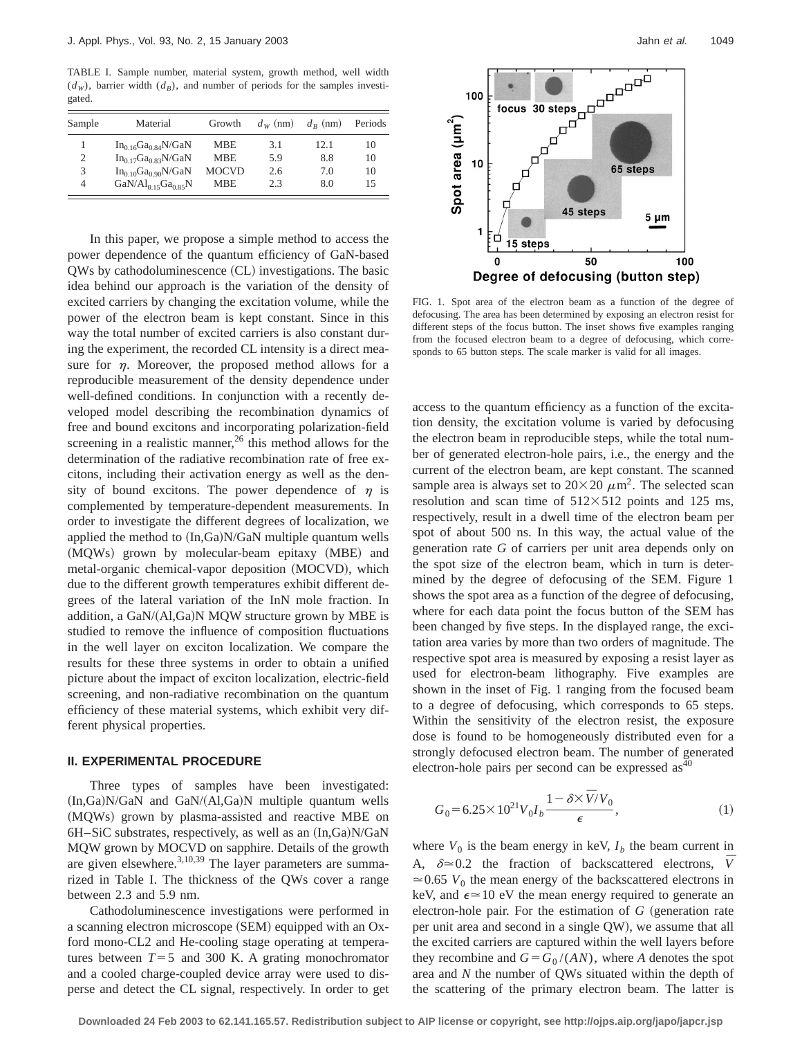TABLE I. Sample number, material system, growth method, well width ($d_W$), barrier width ($d_B$), and number of periods for the samples investigated.

| Sample | Material | Growth | $d_W$ (nm) | $d_B$ (nm) | Periods |
|---|---|---|---|---|---|
| 1 | $In_{0.16}Ga_{0.84}N/GaN$ | MBE | 3.1 | 12.1 | 10 |
| 2 | $In_{0.17}Ga_{0.83}N/GaN$ | MBE | 5.9 | 8.8 | 10 |
| 3 | $In_{0.10}Ga_{0.90}N/GaN$ | MOCVD | 2.6 | 7.0 | 10 |
| 4 | $GaN/Al_{0.15}Ga_{0.85}N$ | MBE | 2.3 | 8.0 | 15 |

In this paper, we propose a simple method to access the power dependence of the quantum efficiency of GaN-based QWs by cathodoluminescence (CL) investigations. The basic idea behind our approach is the variation of the density of excited carriers by changing the excitation volume, while the power of the electron beam is kept constant. Since in this way the total number of excited carriers is also constant during the experiment, the recorded CL intensity is a direct measure for $\eta$. Moreover, the proposed method allows for a reproducible measurement of the density dependence under well-defined conditions. In conjunction with a recently developed model describing the recombination dynamics of free and bound excitons and incorporating polarization-field screening in a realistic manner,[26] this method allows for the determination of the radiative recombination rate of free excitons, including their activation energy as well as the density of bound excitons. The power dependence of $\eta$ is complemented by temperature-dependent measurements. In order to investigate the different degrees of localization, we applied the method to (In,Ga)N/GaN multiple quantum wells (MQWs) grown by molecular-beam epitaxy (MBE) and metal-organic chemical-vapor deposition (MOCVD), which due to the different growth temperatures exhibit different degrees of the lateral variation of the InN mole fraction. In addition, a GaN/(Al,Ga)N MQW structure grown by MBE is studied to remove the influence of composition fluctuations in the well layer on exciton localization. We compare the results for these three systems in order to obtain a unified picture about the impact of exciton localization, electric-field screening, and non-radiative recombination on the quantum efficiency of these material systems, which exhibit very different physical properties.

## II. EXPERIMENTAL PROCEDURE

Three types of samples have been investigated: (In,Ga)N/GaN and GaN/(Al,Ga)N multiple quantum wells (MQWs) grown by plasma-assisted and reactive MBE on 6H–SiC substrates, respectively, as well as an (In,Ga)N/GaN MQW grown by MOCVD on sapphire. Details of the growth are given elsewhere.[3,10,39] The layer parameters are summarized in Table I. The thickness of the QWs cover a range between 2.3 and 5.9 nm.

Cathodoluminescence investigations were performed in a scanning electron microscope (SEM) equipped with an Oxford mono-CL2 and He-cooling stage operating at temperatures between $T = 5$ and 300 K. A grating monochromator and a cooled charge-coupled device array were used to disperse and detect the CL signal, respectively. In order to get access to the quantum efficiency as a function of the excitation density, the excitation volume is varied by defocusing the electron beam in reproducible steps, while the total number of generated electron-hole pairs, i.e., the energy and the current of the electron beam, are kept constant. The scanned sample area is always set to $20\times 20\ \mu m^2$. The selected scan resolution and scan time of $512\times 512$ points and 125 ms, respectively, result in a dwell time of the electron beam per spot of about 500 ns. In this way, the actual value of the generation rate $G$ of carriers per unit area depends only on the spot size of the electron beam, which in turn is determined by the degree of defocusing of the SEM. Figure 1 shows the spot area as a function of the degree of defocusing, where for each data point the focus button of the SEM has been changed by five steps. In the displayed range, the excitation area varies by more than two orders of magnitude. The respective spot area is measured by exposing a resist layer as used for electron-beam lithography. Five examples are shown in the inset of Fig. 1 ranging from the focused beam to a degree of defocusing, which corresponds to 65 steps. Within the sensitivity of the electron resist, the exposure dose is found to be homogeneously distributed even for a strongly defocused electron beam. The number of generated electron-hole pairs per second can be expressed as[40]

FIG. 1. Spot area of the electron beam as a function of the degree of defocusing. The area has been determined by exposing an electron resist for different steps of the focus button. The inset shows five examples ranging from the focused electron beam to a degree of defocusing, which corresponds to 65 button steps. The scale marker is valid for all images.

$$G_0 = 6.25\times 10^{21} V_0 I_b \frac{1-\delta\times \bar{V}/V_0}{\epsilon}, \tag{1}$$

where $V_0$ is the beam energy in keV, $I_b$ the beam current in A, $\delta \simeq 0.2$ the fraction of backscattered electrons, $\bar{V} \simeq 0.65\ V_0$ the mean energy of the backscattered electrons in keV, and $\epsilon \simeq 10$ eV the mean energy required to generate an electron-hole pair. For the estimation of $G$ (generation rate per unit area and second in a single QW), we assume that all the excited carriers are captured within the well layers before they recombine and $G = G_0/(AN)$, where $A$ denotes the spot area and $N$ the number of QWs situated within the depth of the scattering of the primary electron beam. The latter is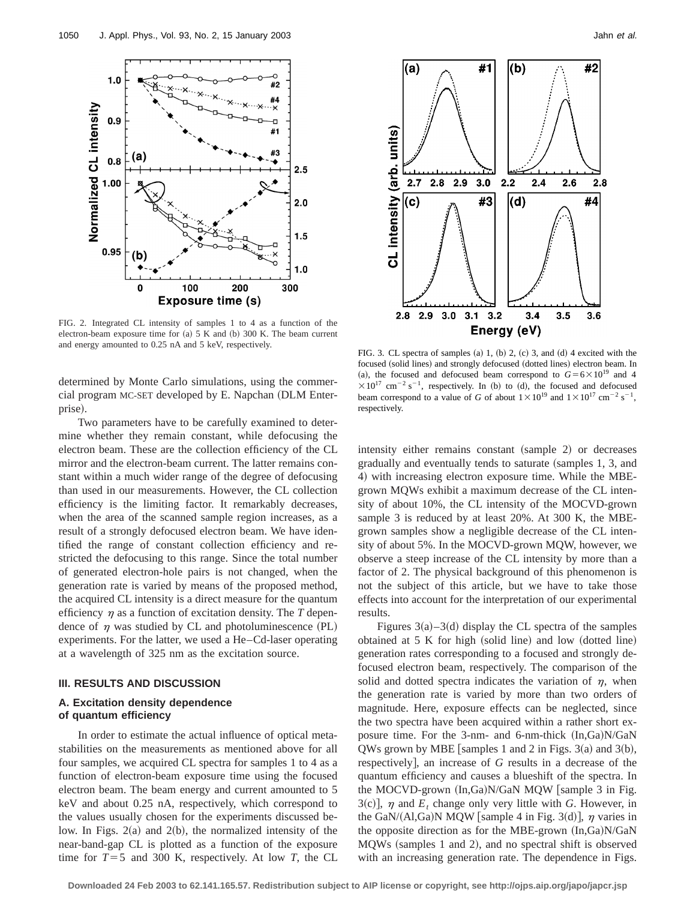FIG. 2. Integrated CL intensity of samples 1 to 4 as a function of the electron-beam exposure time for (a) 5 K and (b) 300 K. The beam current and energy amounted to 0.25 nA and 5 keV, respectively.

FIG. 3. CL spectra of samples (a) 1, (b) 2, (c) 3, and (d) 4 excited with the focused (solid lines) and strongly defocused (dotted lines) electron beam. In (a), the focused and defocused beam correspond to $G=6\times10^{19}$ and $4\times10^{17}$ $\mathrm{cm}^{-2}\,\mathrm{s}^{-1}$, respectively. In (b) to (d), the focused and defocused beam correspond to a value of $G$ of about $1\times10^{19}$ and $1\times10^{17}$ $\mathrm{cm}^{-2}\,\mathrm{s}^{-1}$, respectively.

determined by Monte Carlo simulations, using the commercial program MC-SET developed by E. Napchan (DLM Enterprise).

Two parameters have to be carefully examined to determine whether they remain constant, while defocusing the electron beam. These are the collection efficiency of the CL mirror and the electron-beam current. The latter remains constant within a much wider range of the degree of defocusing than used in our measurements. However, the CL collection efficiency is the limiting factor. It remarkably decreases, when the area of the scanned sample region increases, as a result of a strongly defocused electron beam. We have identified the range of constant collection efficiency and restricted the defocusing to this range. Since the total number of generated electron-hole pairs is not changed, when the generation rate is varied by means of the proposed method, the acquired CL intensity is a direct measure for the quantum efficiency $\eta$ as a function of excitation density. The $T$ dependence of $\eta$ was studied by CL and photoluminescence (PL) experiments. For the latter, we used a He–Cd-laser operating at a wavelength of 325 nm as the excitation source.

### III. RESULTS AND DISCUSSION

#### A. Excitation density dependence of quantum efficiency

In order to estimate the actual influence of optical metastabilities on the measurements as mentioned above for all four samples, we acquired CL spectra for samples 1 to 4 as a function of electron-beam exposure time using the focused electron beam. The beam energy and current amounted to 5 keV and about 0.25 nA, respectively, which correspond to the values usually chosen for the experiments discussed below. In Figs. 2(a) and 2(b), the normalized intensity of the near-band-gap CL is plotted as a function of the exposure time for $T=5$ and 300 K, respectively. At low $T$, the CL intensity either remains constant (sample 2) or decreases gradually and eventually tends to saturate (samples 1, 3, and 4) with increasing electron exposure time. While the MBE-grown MQWs exhibit a maximum decrease of the CL intensity of about 10%, the CL intensity of the MOCVD-grown sample 3 is reduced by at least 20%. At 300 K, the MBE-grown samples show a negligible decrease of the CL intensity of about 5%. In the MOCVD-grown MQW, however, we observe a steep increase of the CL intensity by more than a factor of 2. The physical background of this phenomenon is not the subject of this article, but we have to take those effects into account for the interpretation of our experimental results.

Figures 3(a)–3(d) display the CL spectra of the samples obtained at 5 K for high (solid line) and low (dotted line) generation rates corresponding to a focused and strongly defocused electron beam, respectively. The comparison of the solid and dotted spectra indicates the variation of $\eta$, when the generation rate is varied by more than two orders of magnitude. Here, exposure effects can be neglected, since the two spectra have been acquired within a rather short exposure time. For the 3-nm- and 6-nm-thick (In,Ga)N/GaN QWs grown by MBE [samples 1 and 2 in Figs. 3(a) and 3(b), respectively], an increase of $G$ results in a decrease of the quantum efficiency and causes a blueshift of the spectra. In the MOCVD-grown (In,Ga)N/GaN MQW [sample 3 in Fig. 3(c)], $\eta$ and $E_t$ change only very little with $G$. However, in the GaN/(Al,Ga)N MQW [sample 4 in Fig. 3(d)], $\eta$ varies in the opposite direction as for the MBE-grown (In,Ga)N/GaN MQWs (samples 1 and 2), and no spectral shift is observed with an increasing generation rate. The dependence in Figs.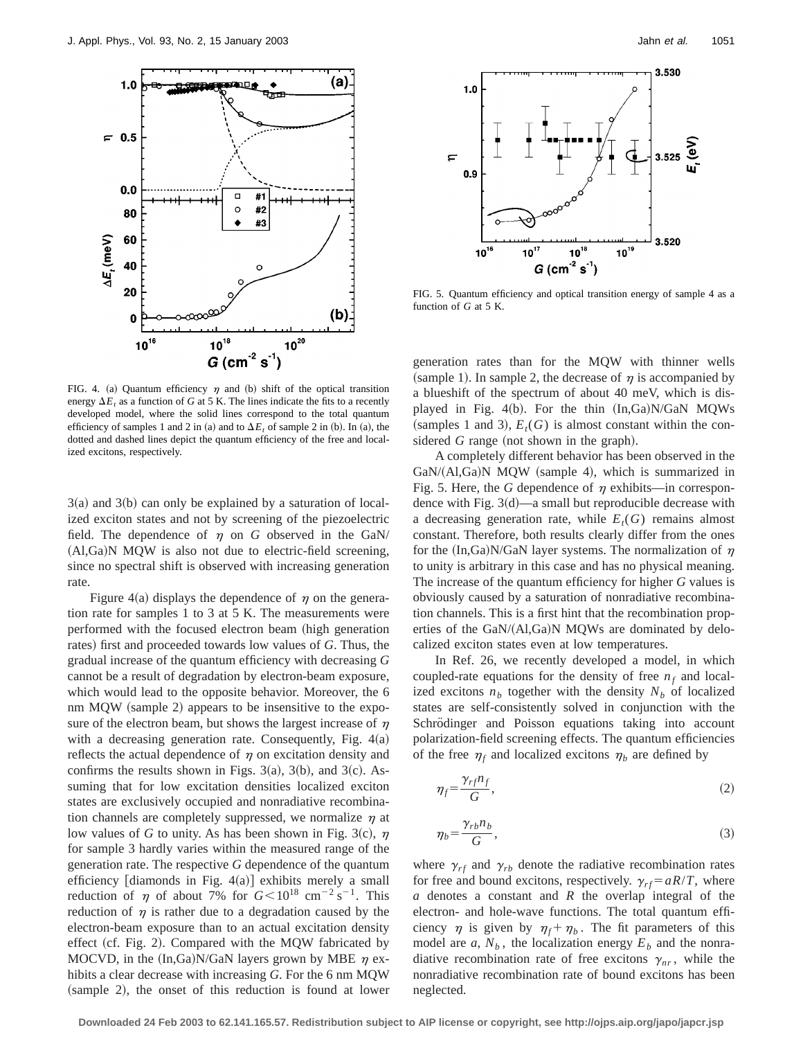FIG. 4. (a) Quantum efficiency $\eta$ and (b) shift of the optical transition energy $\Delta E_t$ as a function of $G$ at 5 K. The lines indicate the fits to a recently developed model, where the solid lines correspond to the total quantum efficiency of samples 1 and 2 in (a) and to $\Delta E_t$ of sample 2 in (b). In (a), the dotted and dashed lines depict the quantum efficiency of the free and localized excitons, respectively.

3(a) and 3(b) can only be explained by a saturation of localized exciton states and not by screening of the piezoelectric field. The dependence of $\eta$ on $G$ observed in the GaN/(Al,Ga)N MQW is also not due to electric-field screening, since no spectral shift is observed with increasing generation rate.

Figure 4(a) displays the dependence of $\eta$ on the generation rate for samples 1 to 3 at 5 K. The measurements were performed with the focused electron beam (high generation rates) first and proceeded towards low values of $G$. Thus, the gradual increase of the quantum efficiency with decreasing $G$ cannot be a result of degradation by electron-beam exposure, which would lead to the opposite behavior. Moreover, the 6 nm MQW (sample 2) appears to be insensitive to the exposure of the electron beam, but shows the largest increase of $\eta$ with a decreasing generation rate. Consequently, Fig. 4(a) reflects the actual dependence of $\eta$ on excitation density and confirms the results shown in Figs. 3(a), 3(b), and 3(c). Assuming that for low excitation densities localized exciton states are exclusively occupied and nonradiative recombination channels are completely suppressed, we normalize $\eta$ at low values of $G$ to unity. As has been shown in Fig. 3(c), $\eta$ for sample 3 hardly varies within the measured range of the generation rate. The respective $G$ dependence of the quantum efficiency [diamonds in Fig. 4(a)] exhibits merely a small reduction of $\eta$ of about 7% for $G < 10^{18}$ cm$^{-2}$ s$^{-1}$. This reduction of $\eta$ is rather due to a degradation caused by the electron-beam exposure than to an actual excitation density effect (cf. Fig. 2). Compared with the MQW fabricated by MOCVD, in the (In,Ga)N/GaN layers grown by MBE $\eta$ exhibits a clear decrease with increasing $G$. For the 6 nm MQW (sample 2), the onset of this reduction is found at lower generation rates than for the MQW with thinner wells (sample 1). In sample 2, the decrease of $\eta$ is accompanied by a blueshift of the spectrum of about 40 meV, which is displayed in Fig. 4(b). For the thin (In,Ga)N/GaN MQWs (samples 1 and 3), $E_t(G)$ is almost constant within the considered $G$ range (not shown in the graph).

FIG. 5. Quantum efficiency and optical transition energy of sample 4 as a function of $G$ at 5 K.

A completely different behavior has been observed in the GaN/(Al,Ga)N MQW (sample 4), which is summarized in Fig. 5. Here, the $G$ dependence of $\eta$ exhibits—in correspondence with Fig. 3(d)—a small but reproducible decrease with a decreasing generation rate, while $E_t(G)$ remains almost constant. Therefore, both results clearly differ from the ones for the (In,Ga)N/GaN layer systems. The normalization of $\eta$ to unity is arbitrary in this case and has no physical meaning. The increase of the quantum efficiency for higher $G$ values is obviously caused by a saturation of nonradiative recombination channels. This is a first hint that the recombination properties of the GaN/(Al,Ga)N MQWs are dominated by delocalized exciton states even at low temperatures.

In Ref. 26, we recently developed a model, in which coupled-rate equations for the density of free $n_f$ and localized excitons $n_b$ together with the density $N_b$ of localized states are self-consistently solved in conjunction with the Schrödinger and Poisson equations taking into account polarization-field screening effects. The quantum efficiencies of the free $\eta_f$ and localized excitons $\eta_b$ are defined by

$$\eta_f = \frac{\gamma_{rf} n_f}{G}, \tag{2}$$

$$\eta_b = \frac{\gamma_{rb} n_b}{G}, \tag{3}$$

where $\gamma_{rf}$ and $\gamma_{rb}$ denote the radiative recombination rates for free and bound excitons, respectively. $\gamma_{rf} = aR/T$, where $a$ denotes a constant and $R$ the overlap integral of the electron- and hole-wave functions. The total quantum efficiency $\eta$ is given by $\eta_f + \eta_b$. The fit parameters of this model are $a$, $N_b$, the localization energy $E_b$ and the nonradiative recombination rate of free excitons $\gamma_{nr}$, while the nonradiative recombination rate of bound excitons has been neglected.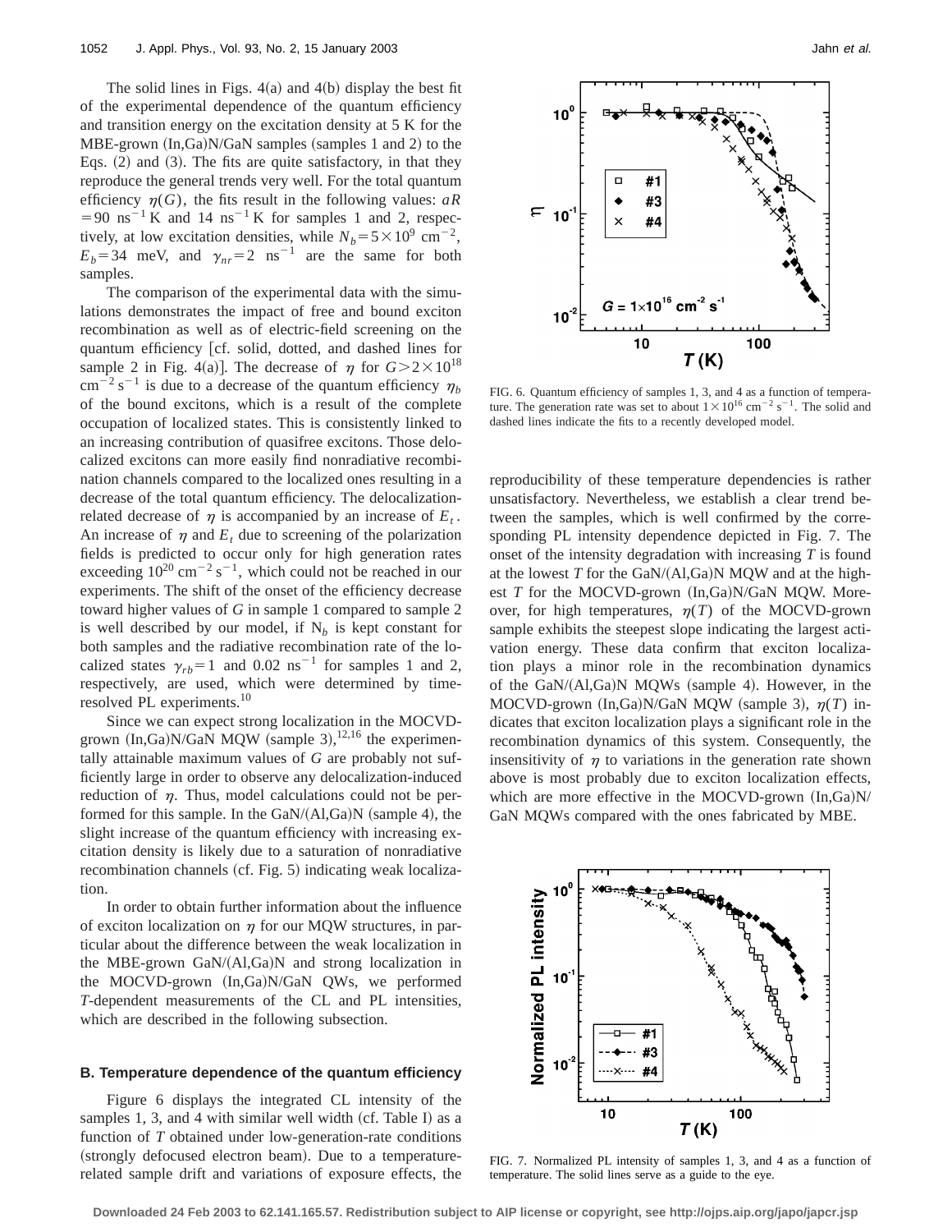The solid lines in Figs. 4(a) and 4(b) display the best fit of the experimental dependence of the quantum efficiency and transition energy on the excitation density at 5 K for the MBE-grown (In,Ga)N/GaN samples (samples 1 and 2) to the Eqs. (2) and (3). The fits are quite satisfactory, in that they reproduce the general trends very well. For the total quantum efficiency $\eta(G)$, the fits result in the following values: $aR = 90\ \mathrm{ns}^{-1}\,\mathrm{K}$ and $14\ \mathrm{ns}^{-1}\,\mathrm{K}$ for samples 1 and 2, respectively, at low excitation densities, while $N_b = 5\times10^9\ \mathrm{cm}^{-2}$, $E_b = 34$ meV, and $\gamma_{nr} = 2\ \mathrm{ns}^{-1}$ are the same for both samples.

The comparison of the experimental data with the simulations demonstrates the impact of free and bound exciton recombination as well as of electric-field screening on the quantum efficiency [cf. solid, dotted, and dashed lines for sample 2 in Fig. 4(a)]. The decrease of $\eta$ for $G > 2\times10^{18}\ \mathrm{cm}^{-2}\,\mathrm{s}^{-1}$ is due to a decrease of the quantum efficiency $\eta_b$ of the bound excitons, which is a result of the complete occupation of localized states. This is consistently linked to an increasing contribution of quasifree excitons. Those delocalized excitons can more easily find nonradiative recombination channels compared to the localized ones resulting in a decrease of the total quantum efficiency. The delocalization-related decrease of $\eta$ is accompanied by an increase of $E_t$. An increase of $\eta$ and $E_t$ due to screening of the polarization fields is predicted to occur only for high generation rates exceeding $10^{20}\ \mathrm{cm}^{-2}\,\mathrm{s}^{-1}$, which could not be reached in our experiments. The shift of the onset of the efficiency decrease toward higher values of $G$ in sample 1 compared to sample 2 is well described by our model, if $N_b$ is kept constant for both samples and the radiative recombination rate of the localized states $\gamma_{rb} = 1$ and $0.02\ \mathrm{ns}^{-1}$ for samples 1 and 2, respectively, are used, which were determined by time-resolved PL experiments.[10]

Since we can expect strong localization in the MOCVD-grown (In,Ga)N/GaN MQW (sample 3),[12,16] the experimentally attainable maximum values of $G$ are probably not sufficiently large in order to observe any delocalization-induced reduction of $\eta$. Thus, model calculations could not be performed for this sample. In the GaN/(Al,Ga)N (sample 4), the slight increase of the quantum efficiency with increasing excitation density is likely due to a saturation of nonradiative recombination channels (cf. Fig. 5) indicating weak localization.

In order to obtain further information about the influence of exciton localization on $\eta$ for our MQW structures, in particular about the difference between the weak localization in the MBE-grown GaN/(Al,Ga)N and strong localization in the MOCVD-grown (In,Ga)N/GaN QWs, we performed $T$-dependent measurements of the CL and PL intensities, which are described in the following subsection.

### B. Temperature dependence of the quantum efficiency

Figure 6 displays the integrated CL intensity of the samples 1, 3, and 4 with similar well width (cf. Table I) as a function of $T$ obtained under low-generation-rate conditions (strongly defocused electron beam). Due to a temperature-related sample drift and variations of exposure effects, the reproducibility of these temperature dependencies is rather unsatisfactory. Nevertheless, we establish a clear trend between the samples, which is well confirmed by the corresponding PL intensity dependence depicted in Fig. 7. The onset of the intensity degradation with increasing $T$ is found at the lowest $T$ for the GaN/(Al,Ga)N MQW and at the highest $T$ for the MOCVD-grown (In,Ga)N/GaN MQW. Moreover, for high temperatures, $\eta(T)$ of the MOCVD-grown sample exhibits the steepest slope indicating the largest activation energy. These data confirm that exciton localization plays a minor role in the recombination dynamics of the GaN/(Al,Ga)N MQWs (sample 4). However, in the MOCVD-grown (In,Ga)N/GaN MQW (sample 3), $\eta(T)$ indicates that exciton localization plays a significant role in the recombination dynamics of this system. Consequently, the insensitivity of $\eta$ to variations in the generation rate shown above is most probably due to exciton localization effects, which are more effective in the MOCVD-grown (In,Ga)N/GaN MQWs compared with the ones fabricated by MBE.

FIG. 6. Quantum efficiency of samples 1, 3, and 4 as a function of temperature. The generation rate was set to about $1\times10^{16}\ \mathrm{cm}^{-2}\,\mathrm{s}^{-1}$. The solid and dashed lines indicate the fits to a recently developed model.

FIG. 7. Normalized PL intensity of samples 1, 3, and 4 as a function of temperature. The solid lines serve as a guide to the eye.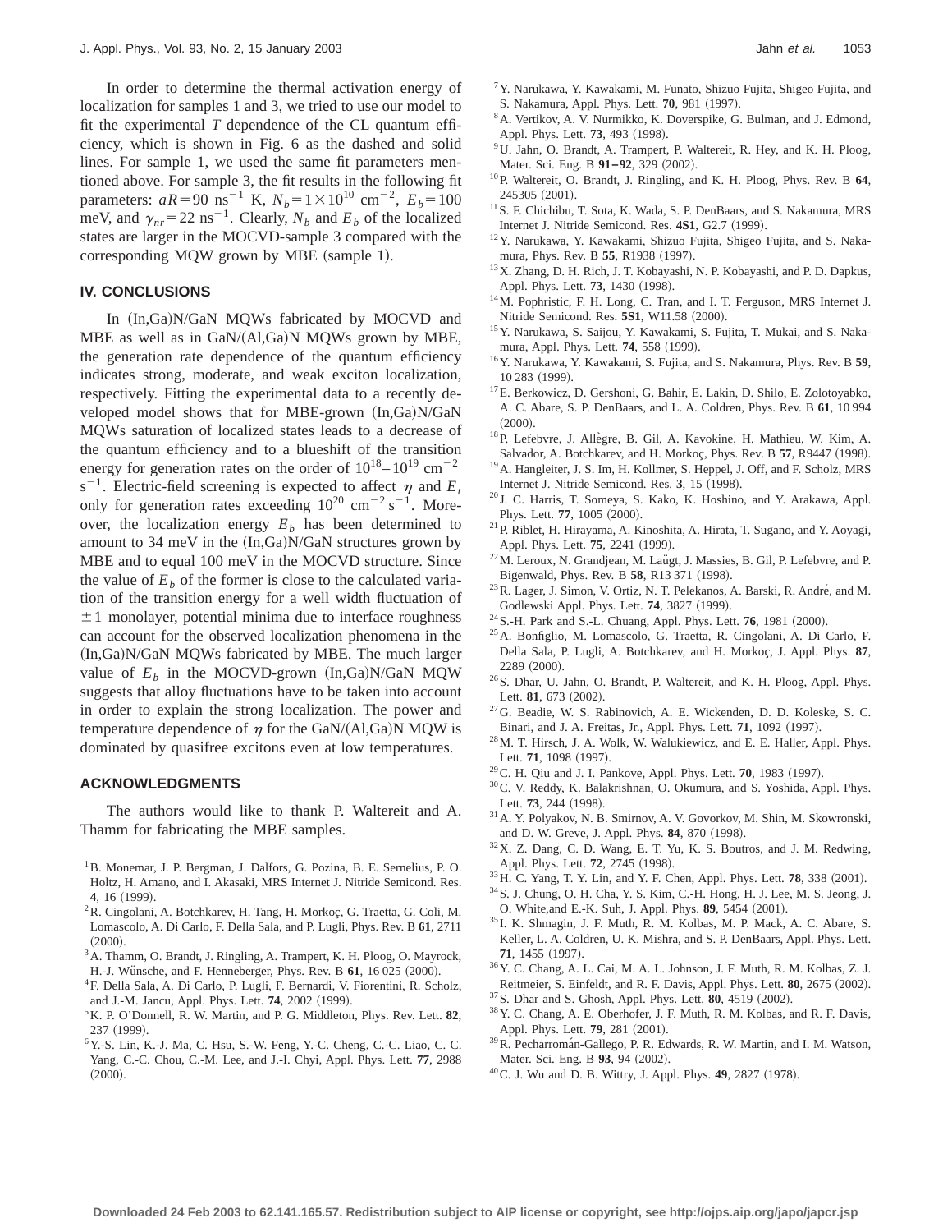In order to determine the thermal activation energy of localization for samples 1 and 3, we tried to use our model to fit the experimental $T$ dependence of the CL quantum efficiency, which is shown in Fig. 6 as the dashed and solid lines. For sample 1, we used the same fit parameters mentioned above. For sample 3, the fit results in the following fit parameters: $aR = 90\ \mathrm{ns}^{-1}\ \mathrm{K}$, $N_b = 1 \times 10^{10}\ \mathrm{cm}^{-2}$, $E_b = 100$ meV, and $\gamma_{nr} = 22\ \mathrm{ns}^{-1}$. Clearly, $N_b$ and $E_b$ of the localized states are larger in the MOCVD-sample 3 compared with the corresponding MQW grown by MBE (sample 1).

## IV. CONCLUSIONS

In (In,Ga)N/GaN MQWs fabricated by MOCVD and MBE as well as in GaN/(Al,Ga)N MQWs grown by MBE, the generation rate dependence of the quantum efficiency indicates strong, moderate, and weak exciton localization, respectively. Fitting the experimental data to a recently developed model shows that for MBE-grown (In,Ga)N/GaN MQWs saturation of localized states leads to a decrease of the quantum efficiency and to a blueshift of the transition energy for generation rates on the order of $10^{18}$–$10^{19}\ \mathrm{cm}^{-2}\ \mathrm{s}^{-1}$. Electric-field screening is expected to affect $\eta$ and $E_t$ only for generation rates exceeding $10^{20}\ \mathrm{cm}^{-2}\,\mathrm{s}^{-1}$. Moreover, the localization energy $E_b$ has been determined to amount to 34 meV in the (In,Ga)N/GaN structures grown by MBE and to equal 100 meV in the MOCVD structure. Since the value of $E_b$ of the former is close to the calculated variation of the transition energy for a well width fluctuation of $\pm 1$ monolayer, potential minima due to interface roughness can account for the observed localization phenomena in the (In,Ga)N/GaN MQWs fabricated by MBE. The much larger value of $E_b$ in the MOCVD-grown (In,Ga)N/GaN MQW suggests that alloy fluctuations have to be taken into account in order to explain the strong localization. The power and temperature dependence of $\eta$ for the GaN/(Al,Ga)N MQW is dominated by quasifree excitons even at low temperatures.

## ACKNOWLEDGMENTS

The authors would like to thank P. Waltereit and A. Thamm for fabricating the MBE samples.

[1] B. Monemar, J. P. Bergman, J. Dalfors, G. Pozina, B. E. Sernelius, P. O. Holtz, H. Amano, and I. Akasaki, MRS Internet J. Nitride Semicond. Res. **4**, 16 (1999).

[2] R. Cingolani, A. Botchkarev, H. Tang, H. Morkoç, G. Traetta, G. Coli, M. Lomascolo, A. Di Carlo, F. Della Sala, and P. Lugli, Phys. Rev. B **61**, 2711 (2000).

[3] A. Thamm, O. Brandt, J. Ringling, A. Trampert, K. H. Ploog, O. Mayrock, H.-J. Wünsche, and F. Henneberger, Phys. Rev. B **61**, 16 025 (2000).

[4] F. Della Sala, A. Di Carlo, P. Lugli, F. Bernardi, V. Fiorentini, R. Scholz, and J.-M. Jancu, Appl. Phys. Lett. **74**, 2002 (1999).

[5] K. P. O'Donnell, R. W. Martin, and P. G. Middleton, Phys. Rev. Lett. **82**, 237 (1999).

[6] Y.-S. Lin, K.-J. Ma, C. Hsu, S.-W. Feng, Y.-C. Cheng, C.-C. Liao, C. C. Yang, C.-C. Chou, C.-M. Lee, and J.-I. Chyi, Appl. Phys. Lett. **77**, 2988 (2000).

[7] Y. Narukawa, Y. Kawakami, M. Funato, Shizuo Fujita, Shigeo Fujita, and S. Nakamura, Appl. Phys. Lett. **70**, 981 (1997).

[8] A. Vertikov, A. V. Nurmikko, K. Doverspike, G. Bulman, and J. Edmond, Appl. Phys. Lett. **73**, 493 (1998).

[9] U. Jahn, O. Brandt, A. Trampert, P. Waltereit, R. Hey, and K. H. Ploog, Mater. Sci. Eng. B **91–92**, 329 (2002).

[10] P. Waltereit, O. Brandt, J. Ringling, and K. H. Ploog, Phys. Rev. B **64**, 245305 (2001).

[11] S. F. Chichibu, T. Sota, K. Wada, S. P. DenBaars, and S. Nakamura, MRS Internet J. Nitride Semicond. Res. **4S1**, G2.7 (1999).

[12] Y. Narukawa, Y. Kawakami, Shizuo Fujita, Shigeo Fujita, and S. Nakamura, Phys. Rev. B **55**, R1938 (1997).

[13] X. Zhang, D. H. Rich, J. T. Kobayashi, N. P. Kobayashi, and P. D. Dapkus, Appl. Phys. Lett. **73**, 1430 (1998).

[14] M. Pophristic, F. H. Long, C. Tran, and I. T. Ferguson, MRS Internet J. Nitride Semicond. Res. **5S1**, W11.58 (2000).

[15] Y. Narukawa, S. Saijou, Y. Kawakami, S. Fujita, T. Mukai, and S. Nakamura, Appl. Phys. Lett. **74**, 558 (1999).

[16] Y. Narukawa, Y. Kawakami, S. Fujita, and S. Nakamura, Phys. Rev. B **59**, 10 283 (1999).

[17] E. Berkowicz, D. Gershoni, G. Bahir, E. Lakin, D. Shilo, E. Zolotoyabko, A. C. Abare, S. P. DenBaars, and L. A. Coldren, Phys. Rev. B **61**, 10 994 (2000).

[18] P. Lefebvre, J. Allègre, B. Gil, A. Kavokine, H. Mathieu, W. Kim, A. Salvador, A. Botchkarev, and H. Morkoç, Phys. Rev. B **57**, R9447 (1998).

[19] A. Hangleiter, J. S. Im, H. Kollmer, S. Heppel, J. Off, and F. Scholz, MRS Internet J. Nitride Semicond. Res. **3**, 15 (1998).

[20] J. C. Harris, T. Someya, S. Kako, K. Hoshino, and Y. Arakawa, Appl. Phys. Lett. **77**, 1005 (2000).

[21] P. Riblet, H. Hirayama, A. Kinoshita, A. Hirata, T. Sugano, and Y. Aoyagi, Appl. Phys. Lett. **75**, 2241 (1999).

[22] M. Leroux, N. Grandjean, M. Laügt, J. Massies, B. Gil, P. Lefebvre, and P. Bigenwald, Phys. Rev. B **58**, R13 371 (1998).

[23] R. Lager, J. Simon, V. Ortiz, N. T. Pelekanos, A. Barski, R. André, and M. Godlewski Appl. Phys. Lett. **74**, 3827 (1999).

[24] S.-H. Park and S.-L. Chuang, Appl. Phys. Lett. **76**, 1981 (2000).

[25] A. Bonfiglio, M. Lomascolo, G. Traetta, R. Cingolani, A. Di Carlo, F. Della Sala, P. Lugli, A. Botchkarev, and H. Morkoç, J. Appl. Phys. **87**, 2289 (2000).

[26] S. Dhar, U. Jahn, O. Brandt, P. Waltereit, and K. H. Ploog, Appl. Phys. Lett. **81**, 673 (2002).

[27] G. Beadie, W. S. Rabinovich, A. E. Wickenden, D. D. Koleske, S. C. Binari, and J. A. Freitas, Jr., Appl. Phys. Lett. **71**, 1092 (1997).

[28] M. T. Hirsch, J. A. Wolk, W. Walukiewicz, and E. E. Haller, Appl. Phys. Lett. **71**, 1098 (1997).

[29] C. H. Qiu and J. I. Pankove, Appl. Phys. Lett. **70**, 1983 (1997).

[30] C. V. Reddy, K. Balakrishnan, H. Okumura, and S. Yoshida, Appl. Phys. Lett. **73**, 244 (1998).

[31] A. Y. Polyakov, N. B. Smirnov, A. V. Govorkov, M. Shin, M. Skowronski, and D. W. Greve, J. Appl. Phys. **84**, 870 (1998).

[32] X. Z. Dang, C. D. Wang, E. T. Yu, K. S. Boutros, and J. M. Redwing, Appl. Phys. Lett. **72**, 2745 (1998).

[33] H. C. Yang, T. Y. Lin, and Y. F. Chen, Appl. Phys. Lett. **78**, 338 (2001).

[34] S. J. Chung, O. H. Cha, Y. S. Kim, C.-H. Hong, H. J. Lee, M. S. Jeong, J. O. White,and E.-K. Suh, J. Appl. Phys. **89**, 5454 (2001).

[35] I. K. Shmagin, J. F. Muth, R. M. Kolbas, M. P. Mack, A. C. Abare, S. Keller, L. A. Coldren, U. K. Mishra, and S. P. DenBaars, Appl. Phys. Lett. **71**, 1455 (1997).

[36] Y. C. Chang, A. L. Cai, M. A. L. Johnson, J. F. Muth, R. M. Kolbas, Z. J. Reitmeier, S. Einfeldt, and R. F. Davis, Appl. Phys. Lett. **80**, 2675 (2002).

[37] S. Dhar and S. Ghosh, Appl. Phys. Lett. **80**, 4519 (2002).

[38] Y. C. Chang, A. E. Oberhofer, J. F. Muth, R. M. Kolbas, and R. F. Davis, Appl. Phys. Lett. **79**, 281 (2001).

[39] R. Pecharromán-Gallego, P. R. Edwards, R. W. Martin, and I. M. Watson, Mater. Sci. Eng. B **93**, 94 (2002).

[40] C. J. Wu and D. B. Wittry, J. Appl. Phys. **49**, 2827 (1978).